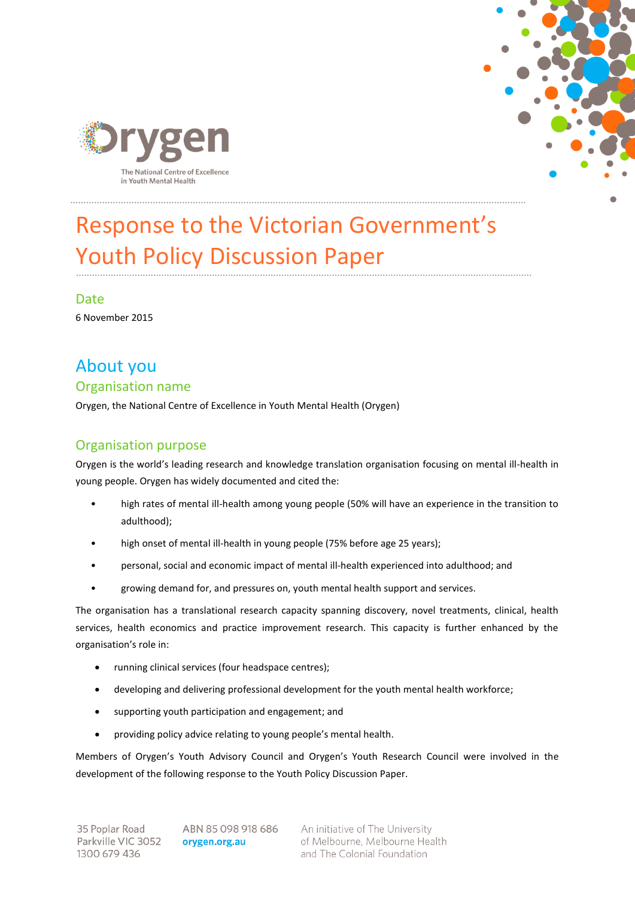# Response to the Victorian Government's Youth Policy Discussion Paper

## Date

6 November 2015

# About you

## Organisation name

Orygen, the National Centre of Excellence in Youth Mental Health (Orygen)

## Organisation purpose

Orygen is the world's leading research and knowledge translation organisation focusing on mental ill-health in young people. Orygen has widely documented and cited the:

- high rates of mental ill-health among young people (50% will have an experience in the transition to adulthood);
- high onset of mental ill-health in young people (75% before age 25 years);
- personal, social and economic impact of mental ill-health experienced into adulthood; and
- growing demand for, and pressures on, youth mental health support and services.

The organisation has a translational research capacity spanning discovery, novel treatments, clinical, health services, health economics and practice improvement research. This capacity is further enhanced by the organisation's role in:

- running clinical services (four headspace centres);
- developing and delivering professional development for the youth mental health workforce;
- supporting youth participation and engagement; and
- providing policy advice relating to young people's mental health.

Members of Orygen's Youth Advisory Council and Orygen's Youth Research Council were involved in the development of the following response to the Youth Policy Discussion Paper.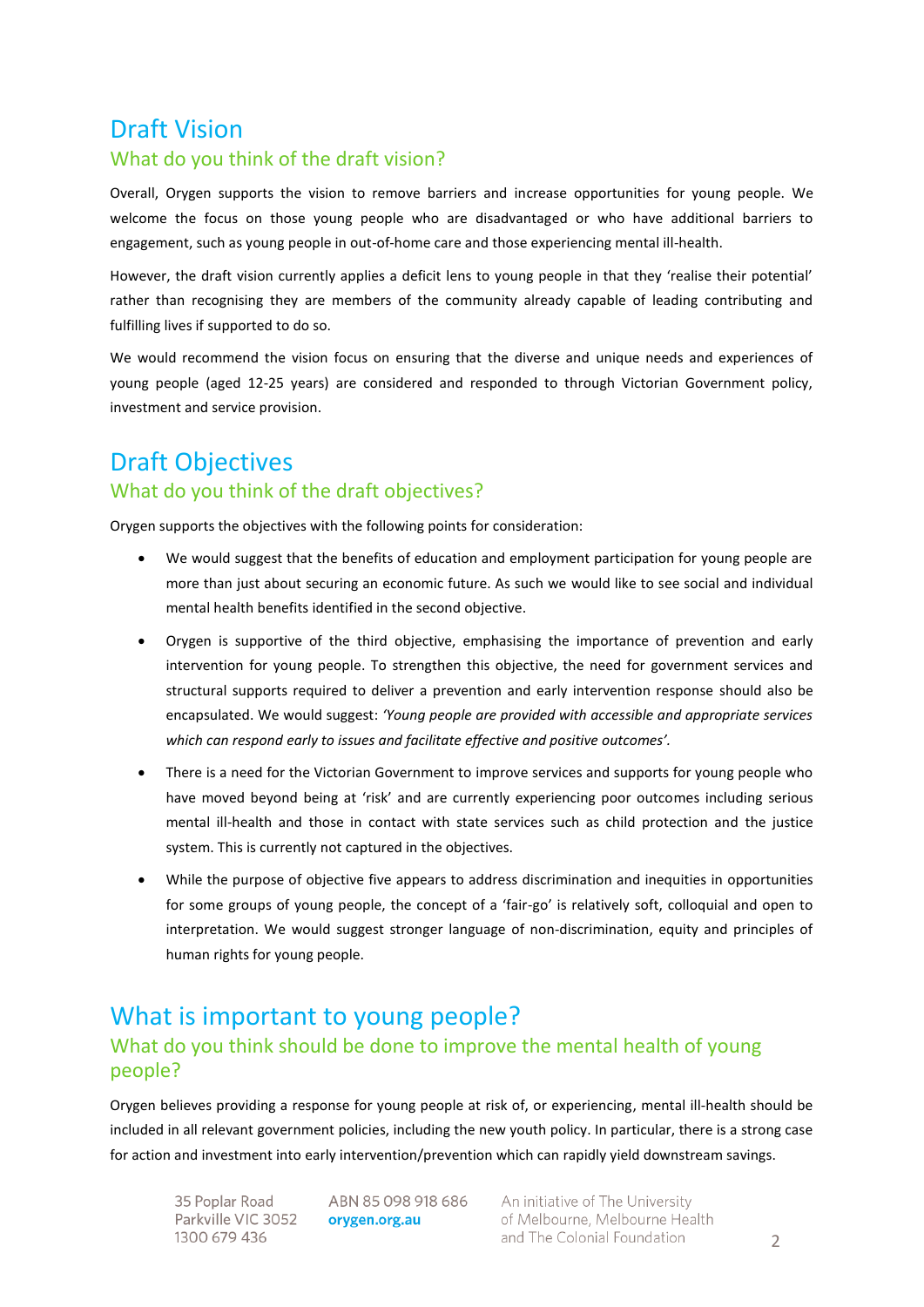# Draft Vision

## What do you think of the draft vision?

Overall, Orygen supports the vision to remove barriers and increase opportunities for young people. We welcome the focus on those young people who are disadvantaged or who have additional barriers to engagement, such as young people in out-of-home care and those experiencing mental ill-health.

However, the draft vision currently applies a deficit lens to young people in that they 'realise their potential' rather than recognising they are members of the community already capable of leading contributing and fulfilling lives if supported to do so.

We would recommend the vision focus on ensuring that the diverse and unique needs and experiences of young people (aged 12-25 years) are considered and responded to through Victorian Government policy, investment and service provision.

# Draft Objectives

## What do you think of the draft objectives?

Orygen supports the objectives with the following points for consideration:

- We would suggest that the benefits of education and employment participation for young people are more than just about securing an economic future. As such we would like to see social and individual mental health benefits identified in the second objective.
- Orygen is supportive of the third objective, emphasising the importance of prevention and early intervention for young people. To strengthen this objective, the need for government services and structural supports required to deliver a prevention and early intervention response should also be encapsulated. We would suggest: *'Young people are provided with accessible and appropriate services which can respond early to issues and facilitate effective and positive outcomes'.*
- There is a need for the Victorian Government to improve services and supports for young people who have moved beyond being at 'risk' and are currently experiencing poor outcomes including serious mental ill-health and those in contact with state services such as child protection and the justice system. This is currently not captured in the objectives.
- While the purpose of objective five appears to address discrimination and inequities in opportunities for some groups of young people, the concept of a 'fair-go' is relatively soft, colloquial and open to interpretation. We would suggest stronger language of non-discrimination, equity and principles of human rights for young people.

# What is important to young people?

## What do you think should be done to improve the mental health of young people?

Orygen believes providing a response for young people at risk of, or experiencing, mental ill-health should be included in all relevant government policies, including the new youth policy. In particular, there is a strong case for action and investment into early intervention/prevention which can rapidly yield downstream savings.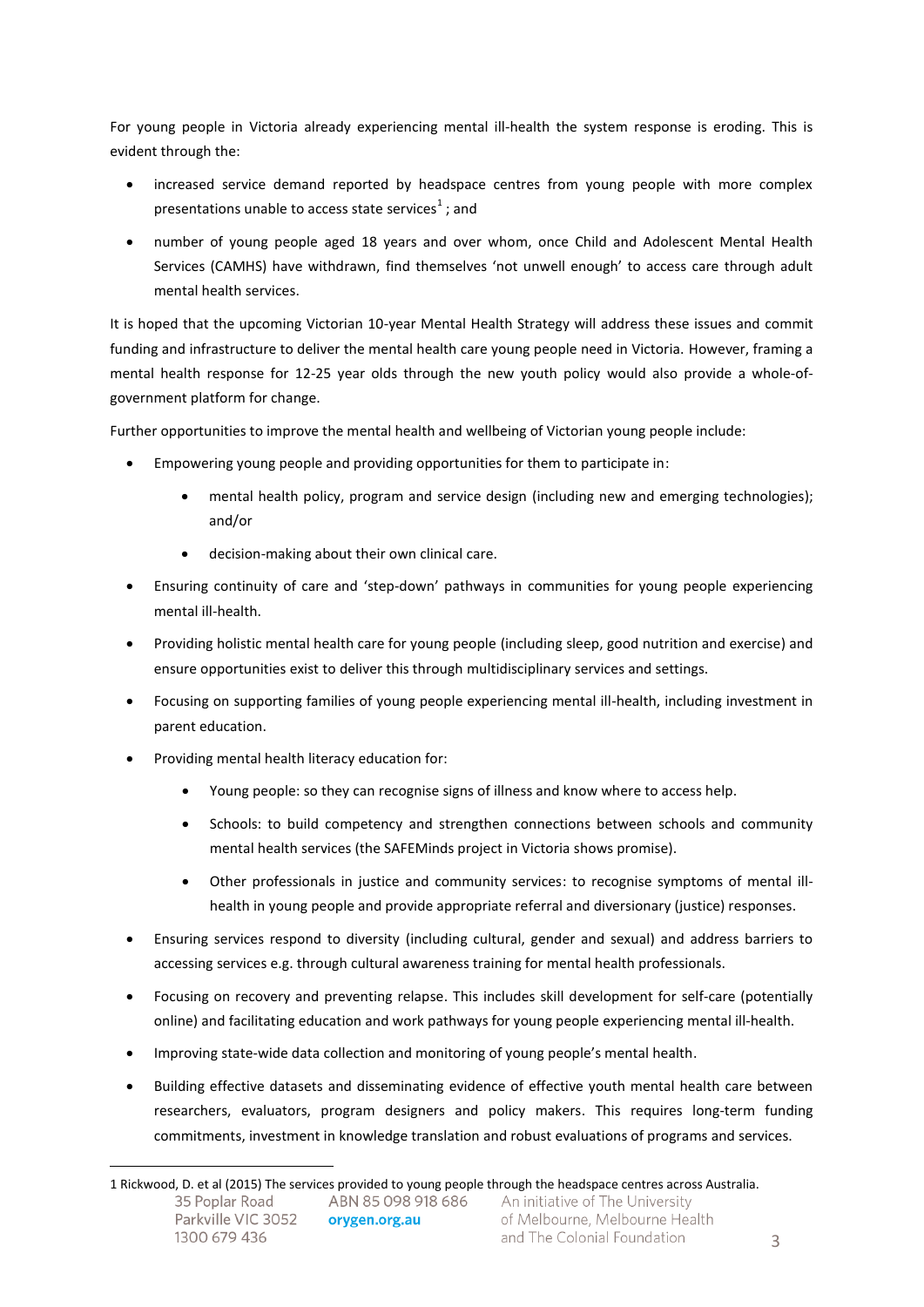For young people in Victoria already experiencing mental ill-health the system response is eroding. This is evident through the:

- increased service demand reported by headspace centres from young people with more complex presentations unable to access state services[1]; and
- number of young people aged 18 years and over whom, once Child and Adolescent Mental Health Services (CAMHS) have withdrawn, find themselves 'not unwell enough' to access care through adult mental health services.

It is hoped that the upcoming Victorian 10-year Mental Health Strategy will address these issues and commit funding and infrastructure to deliver the mental health care young people need in Victoria. However, framing a mental health response for 12-25 year olds through the new youth policy would also provide a whole-of-government platform for change.

Further opportunities to improve the mental health and wellbeing of Victorian young people include:

- Empowering young people and providing opportunities for them to participate in:
  - mental health policy, program and service design (including new and emerging technologies); and/or
  - decision-making about their own clinical care.
- Ensuring continuity of care and 'step-down' pathways in communities for young people experiencing mental ill-health.
- Providing holistic mental health care for young people (including sleep, good nutrition and exercise) and ensure opportunities exist to deliver this through multidisciplinary services and settings.
- Focusing on supporting families of young people experiencing mental ill-health, including investment in parent education.
- Providing mental health literacy education for:
  - Young people: so they can recognise signs of illness and know where to access help.
  - Schools: to build competency and strengthen connections between schools and community mental health services (the SAFEMinds project in Victoria shows promise).
  - Other professionals in justice and community services: to recognise symptoms of mental ill-health in young people and provide appropriate referral and diversionary (justice) responses.
- Ensuring services respond to diversity (including cultural, gender and sexual) and address barriers to accessing services e.g. through cultural awareness training for mental health professionals.
- Focusing on recovery and preventing relapse. This includes skill development for self-care (potentially online) and facilitating education and work pathways for young people experiencing mental ill-health.
- Improving state-wide data collection and monitoring of young people's mental health.
- Building effective datasets and disseminating evidence of effective youth mental health care between researchers, evaluators, program designers and policy makers. This requires long-term funding commitments, investment in knowledge translation and robust evaluations of programs and services.

[1] Rickwood, D. et al (2015) The services provided to young people through the headspace centres across Australia.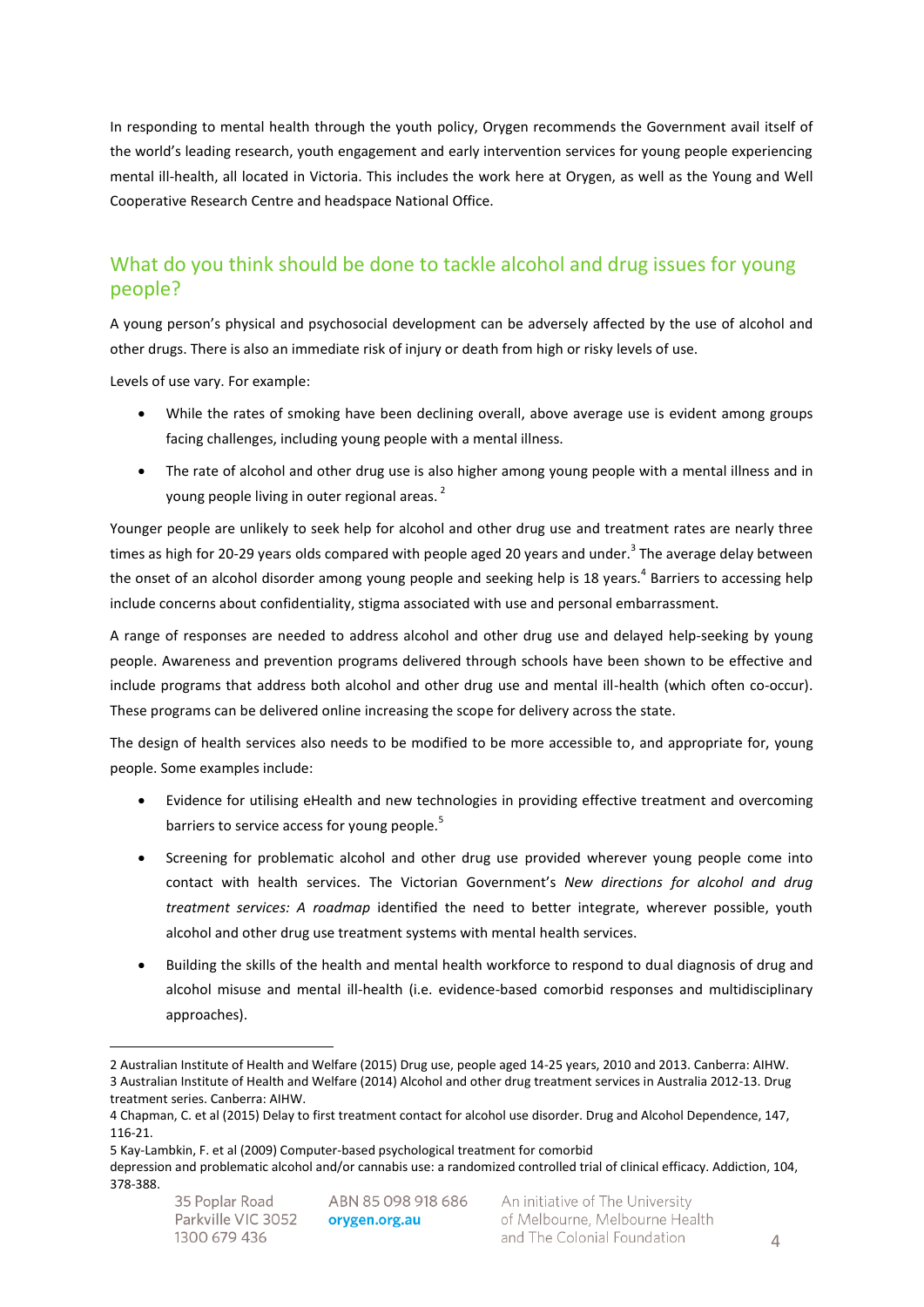In responding to mental health through the youth policy, Orygen recommends the Government avail itself of the world's leading research, youth engagement and early intervention services for young people experiencing mental ill-health, all located in Victoria. This includes the work here at Orygen, as well as the Young and Well Cooperative Research Centre and headspace National Office.

## What do you think should be done to tackle alcohol and drug issues for young people?

A young person's physical and psychosocial development can be adversely affected by the use of alcohol and other drugs. There is also an immediate risk of injury or death from high or risky levels of use.

Levels of use vary. For example:

- While the rates of smoking have been declining overall, above average use is evident among groups facing challenges, including young people with a mental illness.
- The rate of alcohol and other drug use is also higher among young people with a mental illness and in young people living in outer regional areas. [2]

Younger people are unlikely to seek help for alcohol and other drug use and treatment rates are nearly three times as high for 20-29 years olds compared with people aged 20 years and under.[3] The average delay between the onset of an alcohol disorder among young people and seeking help is 18 years.[4] Barriers to accessing help include concerns about confidentiality, stigma associated with use and personal embarrassment.

A range of responses are needed to address alcohol and other drug use and delayed help-seeking by young people. Awareness and prevention programs delivered through schools have been shown to be effective and include programs that address both alcohol and other drug use and mental ill-health (which often co-occur). These programs can be delivered online increasing the scope for delivery across the state.

The design of health services also needs to be modified to be more accessible to, and appropriate for, young people. Some examples include:

- Evidence for utilising eHealth and new technologies in providing effective treatment and overcoming barriers to service access for young people.[5]
- Screening for problematic alcohol and other drug use provided wherever young people come into contact with health services. The Victorian Government's *New directions for alcohol and drug treatment services: A roadmap* identified the need to better integrate, wherever possible, youth alcohol and other drug use treatment systems with mental health services.
- Building the skills of the health and mental health workforce to respond to dual diagnosis of drug and alcohol misuse and mental ill-health (i.e. evidence-based comorbid responses and multidisciplinary approaches).

---

2 Australian Institute of Health and Welfare (2015) Drug use, people aged 14-25 years, 2010 and 2013. Canberra: AIHW.
3 Australian Institute of Health and Welfare (2014) Alcohol and other drug treatment services in Australia 2012-13. Drug treatment series. Canberra: AIHW.
4 Chapman, C. et al (2015) Delay to first treatment contact for alcohol use disorder. Drug and Alcohol Dependence, 147, 116-21.
5 Kay-Lambkin, F. et al (2009) Computer-based psychological treatment for comorbid depression and problematic alcohol and/or cannabis use: a randomized controlled trial of clinical efficacy. Addiction, 104, 378-388.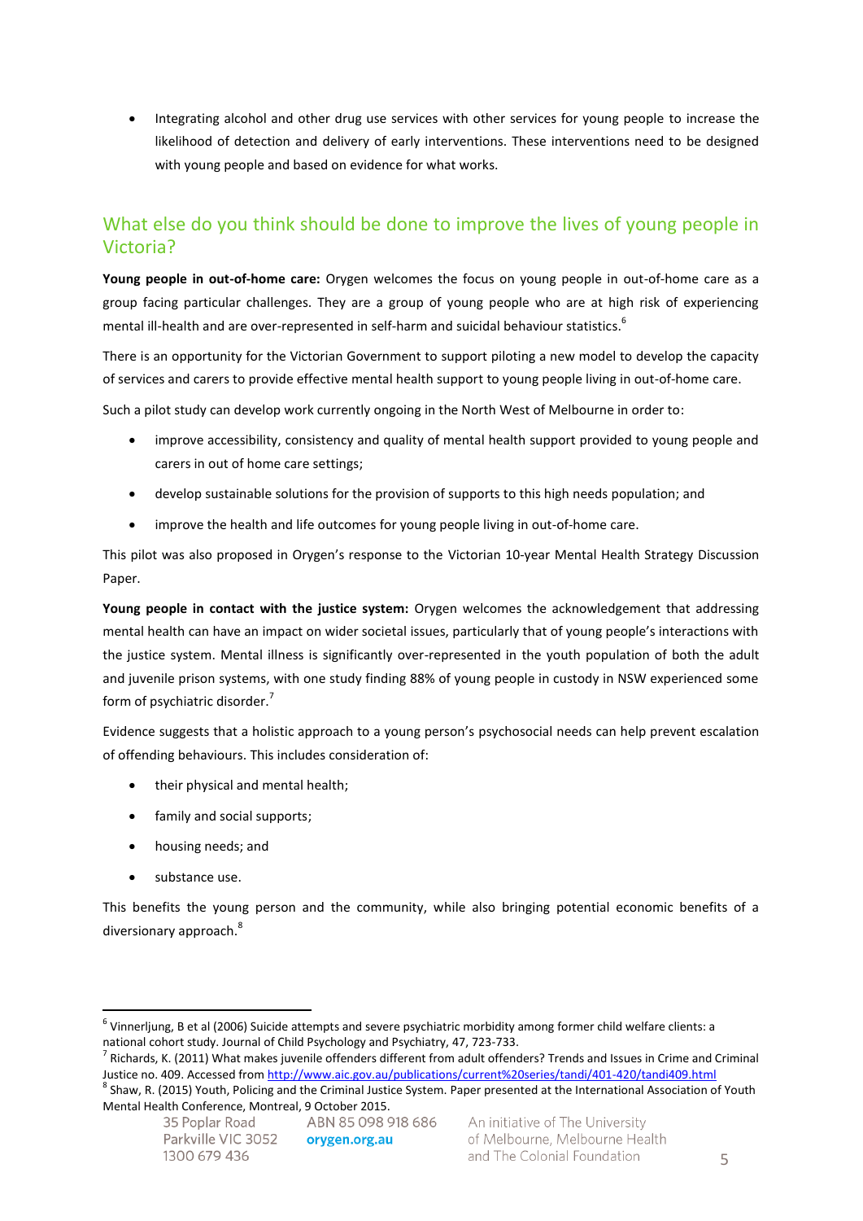- Integrating alcohol and other drug use services with other services for young people to increase the likelihood of detection and delivery of early interventions. These interventions need to be designed with young people and based on evidence for what works.

## What else do you think should be done to improve the lives of young people in Victoria?

**Young people in out-of-home care:** Orygen welcomes the focus on young people in out-of-home care as a group facing particular challenges. They are a group of young people who are at high risk of experiencing mental ill-health and are over-represented in self-harm and suicidal behaviour statistics.[6]

There is an opportunity for the Victorian Government to support piloting a new model to develop the capacity of services and carers to provide effective mental health support to young people living in out-of-home care.

Such a pilot study can develop work currently ongoing in the North West of Melbourne in order to:

- improve accessibility, consistency and quality of mental health support provided to young people and carers in out of home care settings;
- develop sustainable solutions for the provision of supports to this high needs population; and
- improve the health and life outcomes for young people living in out-of-home care.

This pilot was also proposed in Orygen's response to the Victorian 10-year Mental Health Strategy Discussion Paper.

**Young people in contact with the justice system:** Orygen welcomes the acknowledgement that addressing mental health can have an impact on wider societal issues, particularly that of young people's interactions with the justice system. Mental illness is significantly over-represented in the youth population of both the adult and juvenile prison systems, with one study finding 88% of young people in custody in NSW experienced some form of psychiatric disorder.[7]

Evidence suggests that a holistic approach to a young person's psychosocial needs can help prevent escalation of offending behaviours. This includes consideration of:

- their physical and mental health;
- family and social supports;
- housing needs; and
- substance use.

This benefits the young person and the community, while also bringing potential economic benefits of a diversionary approach.[8]

---

[6] Vinnerljung, B et al (2006) Suicide attempts and severe psychiatric morbidity among former child welfare clients: a national cohort study. Journal of Child Psychology and Psychiatry, 47, 723-733.

[7] Richards, K. (2011) What makes juvenile offenders different from adult offenders? Trends and Issues in Crime and Criminal Justice no. 409. Accessed from http://www.aic.gov.au/publications/current%20series/tandi/401-420/tandi409.html

[8] Shaw, R. (2015) Youth, Policing and the Criminal Justice System. Paper presented at the International Association of Youth Mental Health Conference, Montreal, 9 October 2015.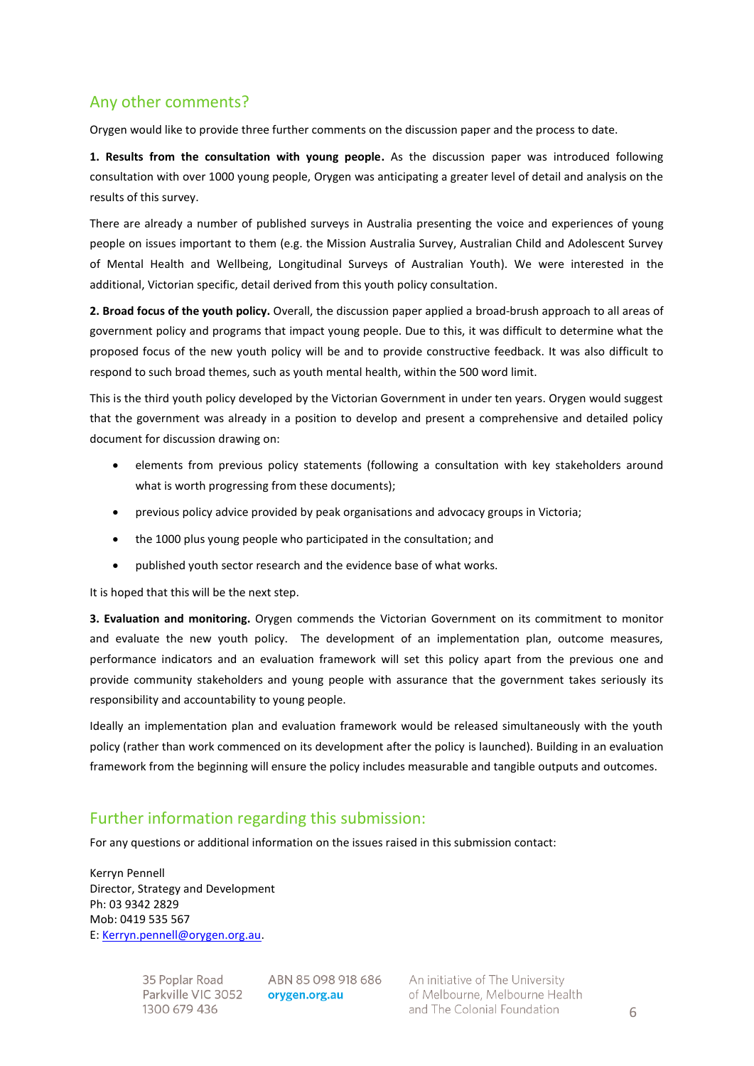## Any other comments?

Orygen would like to provide three further comments on the discussion paper and the process to date.

**1. Results from the consultation with young people.** As the discussion paper was introduced following consultation with over 1000 young people, Orygen was anticipating a greater level of detail and analysis on the results of this survey.

There are already a number of published surveys in Australia presenting the voice and experiences of young people on issues important to them (e.g. the Mission Australia Survey, Australian Child and Adolescent Survey of Mental Health and Wellbeing, Longitudinal Surveys of Australian Youth). We were interested in the additional, Victorian specific, detail derived from this youth policy consultation.

**2. Broad focus of the youth policy.** Overall, the discussion paper applied a broad-brush approach to all areas of government policy and programs that impact young people. Due to this, it was difficult to determine what the proposed focus of the new youth policy will be and to provide constructive feedback. It was also difficult to respond to such broad themes, such as youth mental health, within the 500 word limit.

This is the third youth policy developed by the Victorian Government in under ten years. Orygen would suggest that the government was already in a position to develop and present a comprehensive and detailed policy document for discussion drawing on:

- elements from previous policy statements (following a consultation with key stakeholders around what is worth progressing from these documents);
- previous policy advice provided by peak organisations and advocacy groups in Victoria;
- the 1000 plus young people who participated in the consultation; and
- published youth sector research and the evidence base of what works.

It is hoped that this will be the next step.

**3. Evaluation and monitoring.** Orygen commends the Victorian Government on its commitment to monitor and evaluate the new youth policy. The development of an implementation plan, outcome measures, performance indicators and an evaluation framework will set this policy apart from the previous one and provide community stakeholders and young people with assurance that the government takes seriously its responsibility and accountability to young people.

Ideally an implementation plan and evaluation framework would be released simultaneously with the youth policy (rather than work commenced on its development after the policy is launched). Building in an evaluation framework from the beginning will ensure the policy includes measurable and tangible outputs and outcomes.

## Further information regarding this submission:

For any questions or additional information on the issues raised in this submission contact:

Kerryn Pennell
Director, Strategy and Development
Ph: 03 9342 2829
Mob: 0419 535 567
E: Kerryn.pennell@orygen.org.au.

35 Poplar Road
Parkville VIC 3052
1300 679 436

ABN 85 098 918 686
orygen.org.au

An initiative of The University of Melbourne, Melbourne Health and The Colonial Foundation